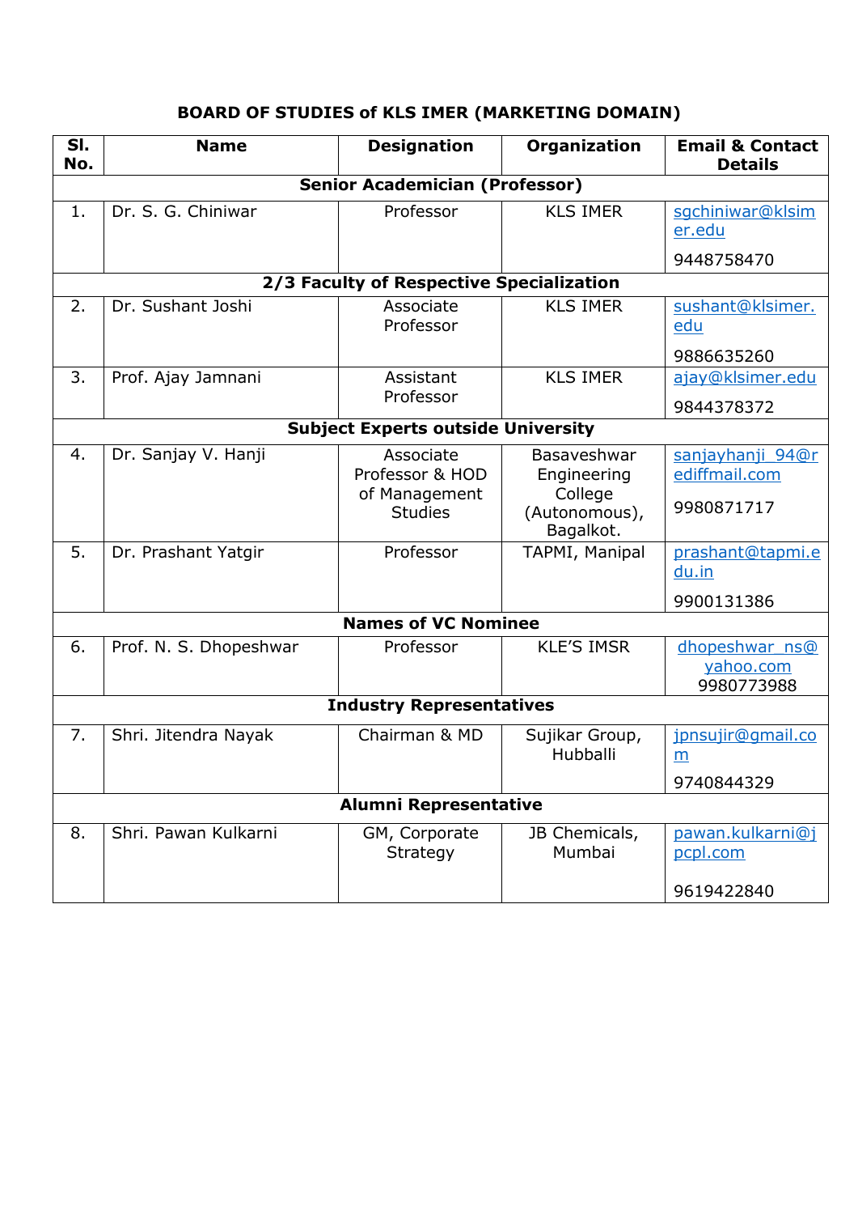## BOARD OF STUDIES of KLS IMER (MARKETING DOMAIN)

| Sl. No. | Name | Designation | Organization | Email & Contact Details |
|---|---|---|---|---|
| **Senior Academician (Professor)** | | | | |
| 1. | Dr. S. G. Chiniwar | Professor | KLS IMER | sgchiniwar@klsimer.edu 9448758470 |
| **2/3 Faculty of Respective Specialization** | | | | |
| 2. | Dr. Sushant Joshi | Associate Professor | KLS IMER | sushant@klsimer.edu 9886635260 |
| 3. | Prof. Ajay Jamnani | Assistant Professor | KLS IMER | ajay@klsimer.edu 9844378372 |
| **Subject Experts outside University** | | | | |
| 4. | Dr. Sanjay V. Hanji | Associate Professor & HOD of Management Studies | Basaveshwar Engineering College (Autonomous), Bagalkot. | sanjayhanji_94@rediffmail.com 9980871717 |
| 5. | Dr. Prashant Yatgir | Professor | TAPMI, Manipal | prashant@tapmi.edu.in 9900131386 |
| **Names of VC Nominee** | | | | |
| 6. | Prof. N. S. Dhopeshwar | Professor | KLE'S IMSR | dhopeshwar_ns@yahoo.com 9980773988 |
| **Industry Representatives** | | | | |
| 7. | Shri. Jitendra Nayak | Chairman & MD | Sujikar Group, Hubballi | jpnsujir@gmail.com 9740844329 |
| **Alumni Representative** | | | | |
| 8. | Shri. Pawan Kulkarni | GM, Corporate Strategy | JB Chemicals, Mumbai | pawan.kulkarni@jpcpl.com 9619422840 |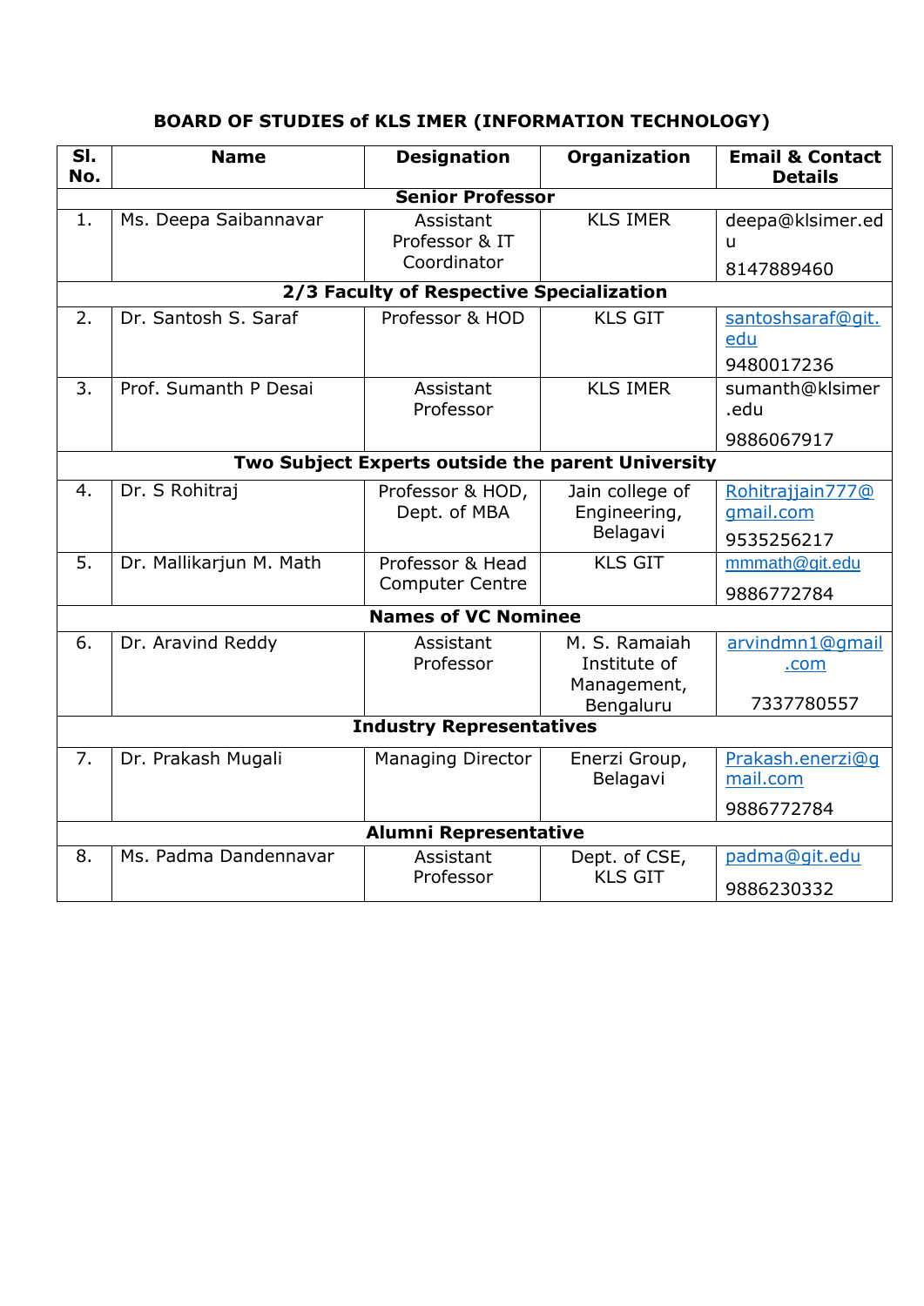## BOARD OF STUDIES of KLS IMER (INFORMATION TECHNOLOGY)

| Sl. No. | Name | Designation | Organization | Email & Contact Details |
|---|---|---|---|---|
| **Senior Professor** | | | | |
| 1. | Ms. Deepa Saibannavar | Assistant Professor & IT Coordinator | KLS IMER | deepa@klsimer.edu 8147889460 |
| **2/3 Faculty of Respective Specialization** | | | | |
| 2. | Dr. Santosh S. Saraf | Professor & HOD | KLS GIT | santoshsaraf@git.edu 9480017236 |
| 3. | Prof. Sumanth P Desai | Assistant Professor | KLS IMER | sumanth@klsimer.edu 9886067917 |
| **Two Subject Experts outside the parent University** | | | | |
| 4. | Dr. S Rohitraj | Professor & HOD, Dept. of MBA | Jain college of Engineering, Belagavi | Rohitrajjain777@gmail.com 9535256217 |
| 5. | Dr. Mallikarjun M. Math | Professor & Head Computer Centre | KLS GIT | mmmath@git.edu 9886772784 |
| **Names of VC Nominee** | | | | |
| 6. | Dr. Aravind Reddy | Assistant Professor | M. S. Ramaiah Institute of Management, Bengaluru | arvindmn1@gmail.com 7337780557 |
| **Industry Representatives** | | | | |
| 7. | Dr. Prakash Mugali | Managing Director | Enerzi Group, Belagavi | Prakash.enerzi@gmail.com 9886772784 |
| **Alumni Representative** | | | | |
| 8. | Ms. Padma Dandennavar | Assistant Professor | Dept. of CSE, KLS GIT | padma@git.edu 9886230332 |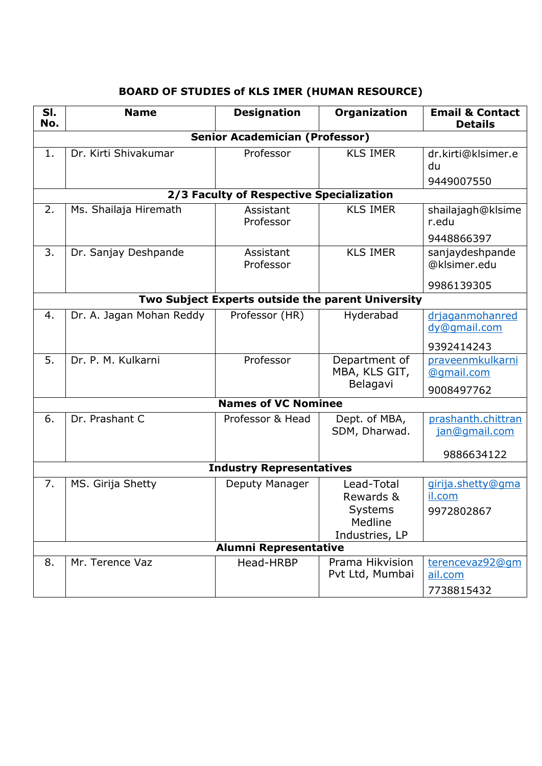# BOARD OF STUDIES of KLS IMER (HUMAN RESOURCE)

| Sl. No. | Name | Designation | Organization | Email & Contact Details |
|---|---|---|---|---|
| **Senior Academician (Professor)** | | | | |
| 1. | Dr. Kirti Shivakumar | Professor | KLS IMER | dr.kirti@klsimer.edu 9449007550 |
| **2/3 Faculty of Respective Specialization** | | | | |
| 2. | Ms. Shailaja Hiremath | Assistant Professor | KLS IMER | shailajagh@klsimer.edu 9448866397 |
| 3. | Dr. Sanjay Deshpande | Assistant Professor | KLS IMER | sanjaydeshpande@klsimer.edu 9986139305 |
| **Two Subject Experts outside the parent University** | | | | |
| 4. | Dr. A. Jagan Mohan Reddy | Professor (HR) | Hyderabad | drjaganmohanreddy@gmail.com 9392414243 |
| 5. | Dr. P. M. Kulkarni | Professor | Department of MBA, KLS GIT, Belagavi | praveenmkulkarni@gmail.com 9008497762 |
| **Names of VC Nominee** | | | | |
| 6. | Dr. Prashant C | Professor & Head | Dept. of MBA, SDM, Dharwad. | prashanth.chittranjan@gmail.com 9886634122 |
| **Industry Representatives** | | | | |
| 7. | MS. Girija Shetty | Deputy Manager | Lead-Total Rewards & Systems Medline Industries, LP | girija.shetty@gmail.com 9972802867 |
| **Alumni Representative** | | | | |
| 8. | Mr. Terence Vaz | Head-HRBP | Prama Hikvision Pvt Ltd, Mumbai | terencevaz92@gmail.com 7738815432 |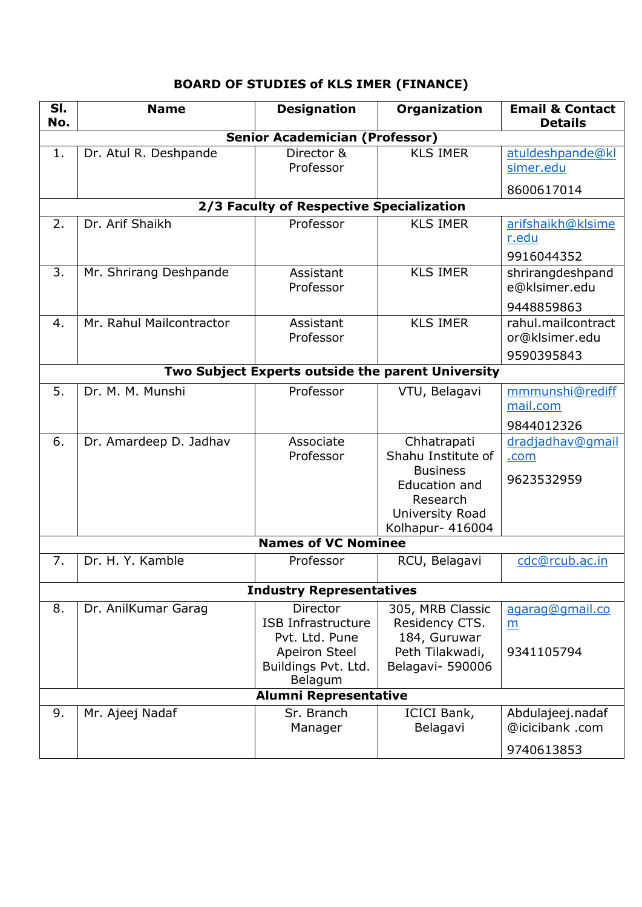## BOARD OF STUDIES of KLS IMER (FINANCE)

| Sl. No. | Name | Designation | Organization | Email & Contact Details |
|---|---|---|---|---|
| **Senior Academician (Professor)** | | | | |
| 1. | Dr. Atul R. Deshpande | Director & Professor | KLS IMER | atuldeshpande@klsimer.edu 8600617014 |
| **2/3 Faculty of Respective Specialization** | | | | |
| 2. | Dr. Arif Shaikh | Professor | KLS IMER | arifshaikh@klsimer.edu 9916044352 |
| 3. | Mr. Shrirang Deshpande | Assistant Professor | KLS IMER | shrirangdeshpande@klsimer.edu 9448859863 |
| 4. | Mr. Rahul Mailcontractor | Assistant Professor | KLS IMER | rahul.mailcontractor@klsimer.edu 9590395843 |
| **Two Subject Experts outside the parent University** | | | | |
| 5. | Dr. M. M. Munshi | Professor | VTU, Belagavi | mmmunshi@rediffmail.com 9844012326 |
| 6. | Dr. Amardeep D. Jadhav | Associate Professor | Chhatrapati Shahu Institute of Business Education and Research University Road Kolhapur- 416004 | dradjadhav@gmail.com 9623532959 |
| **Names of VC Nominee** | | | | |
| 7. | Dr. H. Y. Kamble | Professor | RCU, Belagavi | cdc@rcub.ac.in |
| **Industry Representatives** | | | | |
| 8. | Dr. AnilKumar Garag | Director ISB Infrastructure Pvt. Ltd. Pune Apeiron Steel Buildings Pvt. Ltd. Belagum | 305, MRB Classic Residency CTS. 184, Guruwar Peth Tilakwadi, Belagavi- 590006 | agarag@gmail.com 9341105794 |
| **Alumni Representative** | | | | |
| 9. | Mr. Ajeej Nadaf | Sr. Branch Manager | ICICI Bank, Belagavi | Abdulajeej.nadaf@icicibank .com 9740613853 |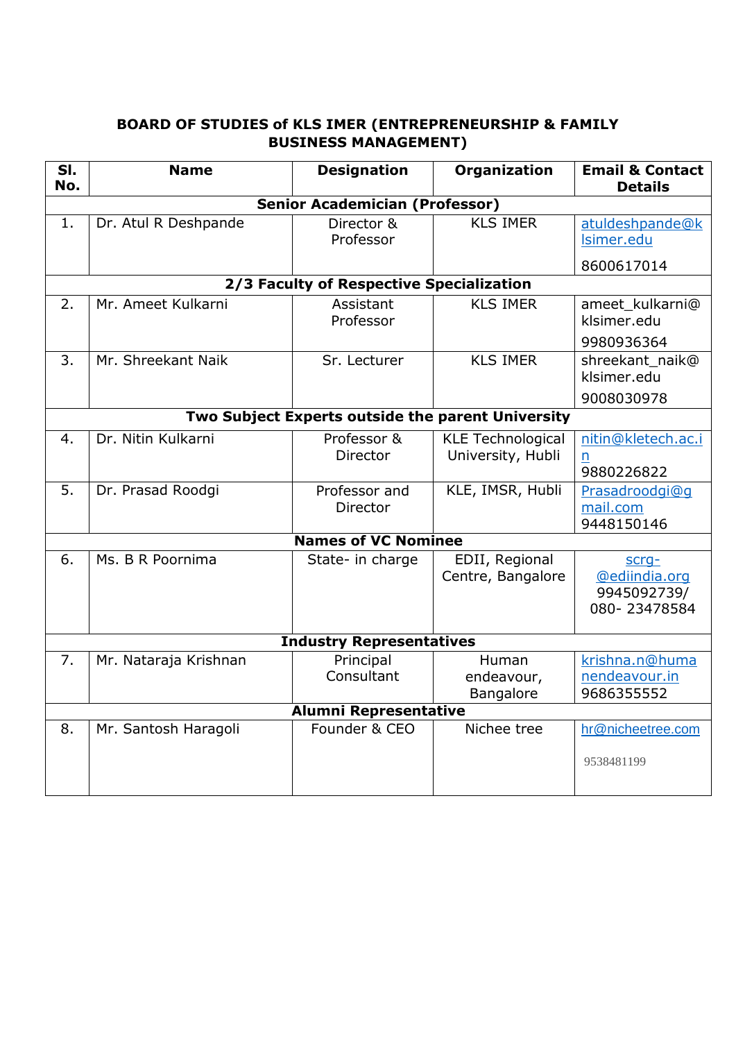## BOARD OF STUDIES of KLS IMER (ENTREPRENEURSHIP & FAMILY BUSINESS MANAGEMENT)

| Sl. No. | Name | Designation | Organization | Email & Contact Details |
|---|---|---|---|---|
| **Senior Academician (Professor)** | | | | |
| 1. | Dr. Atul R Deshpande | Director & Professor | KLS IMER | atuldeshpande@klsimer.edu 8600617014 |
| **2/3 Faculty of Respective Specialization** | | | | |
| 2. | Mr. Ameet Kulkarni | Assistant Professor | KLS IMER | ameet_kulkarni@klsimer.edu 9980936364 |
| 3. | Mr. Shreekant Naik | Sr. Lecturer | KLS IMER | shreekant_naik@klsimer.edu 9008030978 |
| **Two Subject Experts outside the parent University** | | | | |
| 4. | Dr. Nitin Kulkarni | Professor & Director | KLE Technological University, Hubli | nitin@kletech.ac.in 9880226822 |
| 5. | Dr. Prasad Roodgi | Professor and Director | KLE, IMSR, Hubli | Prasadroodgi@gmail.com 9448150146 |
| **Names of VC Nominee** | | | | |
| 6. | Ms. B R Poornima | State- in charge | EDII, Regional Centre, Bangalore | scrg-@ediindia.org 9945092739/ 080- 23478584 |
| **Industry Representatives** | | | | |
| 7. | Mr. Nataraja Krishnan | Principal Consultant | Human endeavour, Bangalore | krishna.n@humanendeavour.in 9686355552 |
| **Alumni Representative** | | | | |
| 8. | Mr. Santosh Haragoli | Founder & CEO | Nichee tree | hr@nicheetree.com 9538481199 |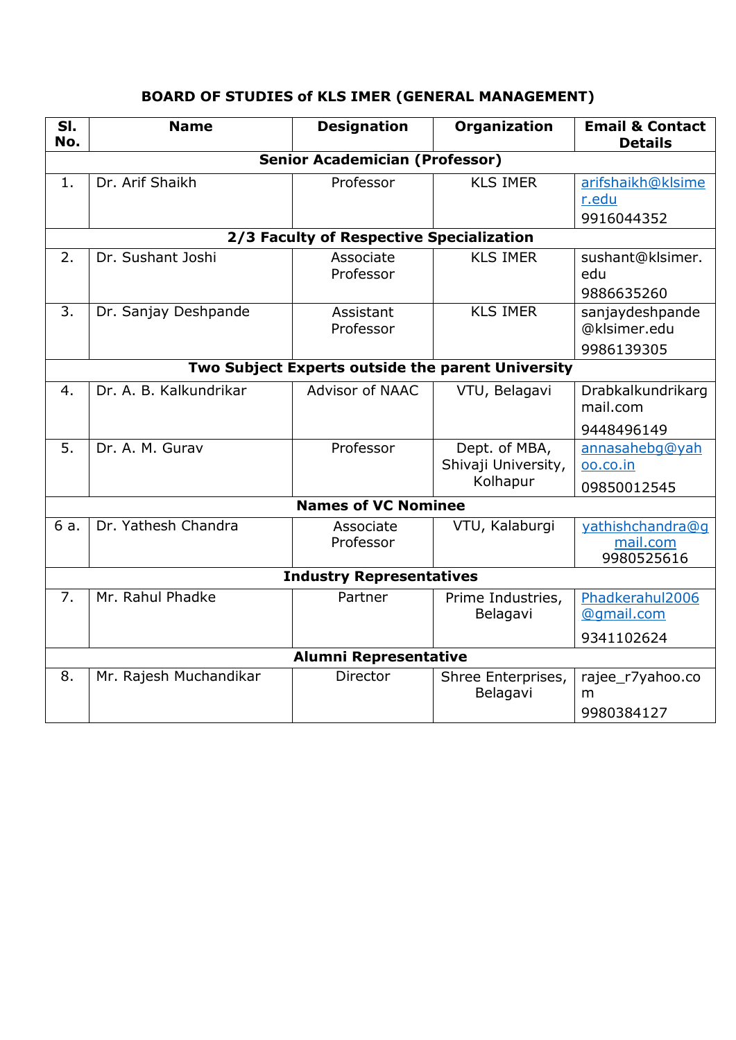**BOARD OF STUDIES of KLS IMER (GENERAL MANAGEMENT)**

| Sl. No. | Name | Designation | Organization | Email & Contact Details |
|---|---|---|---|---|
| **Senior Academician (Professor)** | | | | |
| 1. | Dr. Arif Shaikh | Professor | KLS IMER | arifshaikh@klsimer.edu 9916044352 |
| **2/3 Faculty of Respective Specialization** | | | | |
| 2. | Dr. Sushant Joshi | Associate Professor | KLS IMER | sushant@klsimer.edu 9886635260 |
| 3. | Dr. Sanjay Deshpande | Assistant Professor | KLS IMER | sanjaydeshpande@klsimer.edu 9986139305 |
| **Two Subject Experts outside the parent University** | | | | |
| 4. | Dr. A. B. Kalkundrikar | Advisor of NAAC | VTU, Belagavi | Drabkalkundrikargmail.com 9448496149 |
| 5. | Dr. A. M. Gurav | Professor | Dept. of MBA, Shivaji University, Kolhapur | annasahebg@yahoo.co.in 09850012545 |
| **Names of VC Nominee** | | | | |
| 6 a. | Dr. Yathesh Chandra | Associate Professor | VTU, Kalaburgi | yathishchandra@gmail.com 9980525616 |
| **Industry Representatives** | | | | |
| 7. | Mr. Rahul Phadke | Partner | Prime Industries, Belagavi | Phadkerahul2006@gmail.com 9341102624 |
| **Alumni Representative** | | | | |
| 8. | Mr. Rajesh Muchandikar | Director | Shree Enterprises, Belagavi | rajee_r7yahoo.com 9980384127 |